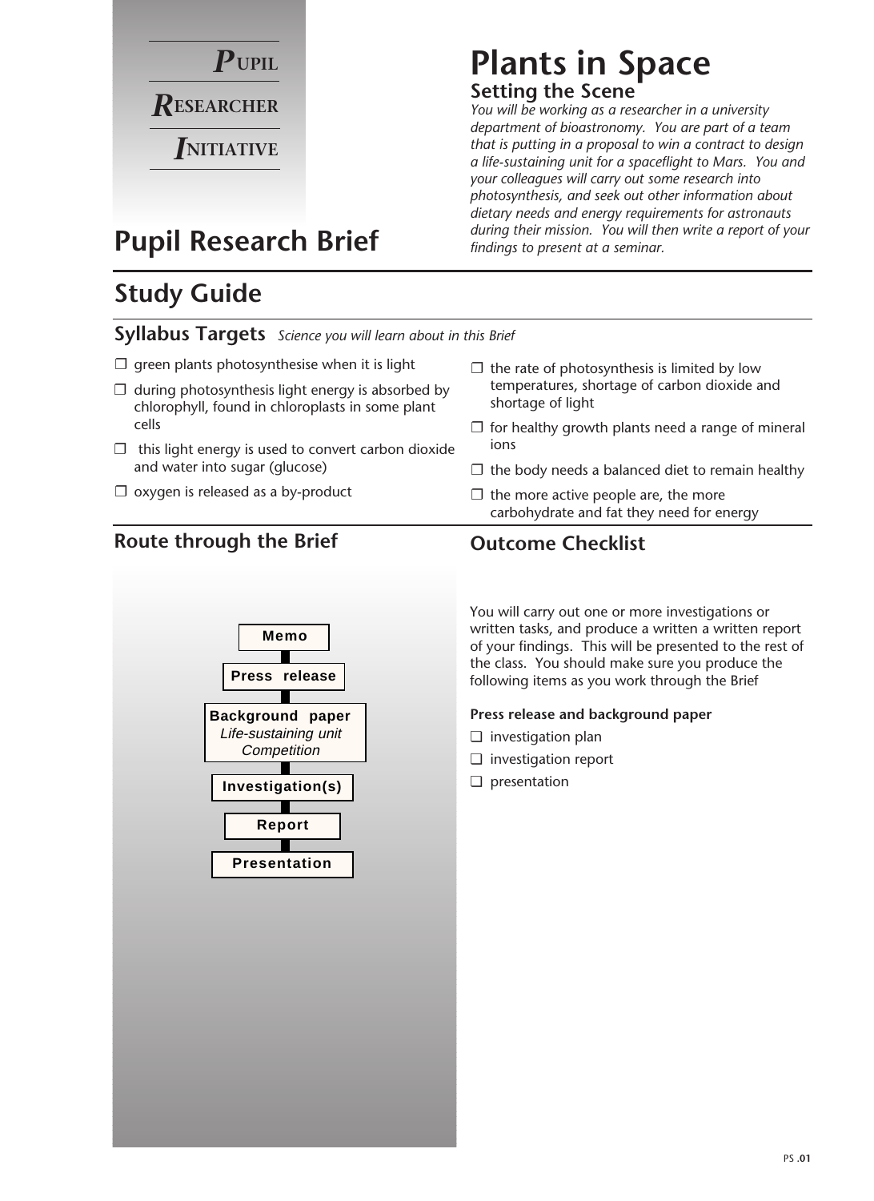**P**UPIL

**R**ESEARCHER

**I**NITIATIVE

# Pupil Research Brief

# Plants in Space

## Setting the Scene

*You will be working as a researcher in a university department of bioastronomy. You are part of a team that is putting in a proposal to win a contract to design a life-sustaining unit for a spaceflight to Mars. You and your colleagues will carry out some research into photosynthesis, and seek out other information about dietary needs and energy requirements for astronauts during their mission. You will then write a report of your findings to present at a seminar.*

## Study Guide

### Syllabus Targets *Science you will learn about in this Brief*

- ❐ green plants photosynthesise when it is light
- ❐ during photosynthesis light energy is absorbed by chlorophyll, found in chloroplasts in some plant cells
- ❐ this light energy is used to convert carbon dioxide and water into sugar (glucose)
- ❐ oxygen is released as a by-product
- ❐ the rate of photosynthesis is limited by low temperatures, shortage of carbon dioxide and shortage of light
- ❐ for healthy growth plants need a range of mineral ions
- ❐ the body needs a balanced diet to remain healthy
- ❐ the more active people are, the more carbohydrate and fat they need for energy

### Route through the Brief

- **Memo**
- **Press release**
- **Background paper** — *Life-sustaining unit Competition*
- **Investigation(s)**
- **Report**
- **Presentation**

### Outcome Checklist

You will carry out one or more investigations or written tasks, and produce a written a written report of your findings. This will be presented to the rest of the class. You should make sure you produce the following items as you work through the Brief

**Press release and background paper**

- ❐ investigation plan
- ❐ investigation report
- ❐ presentation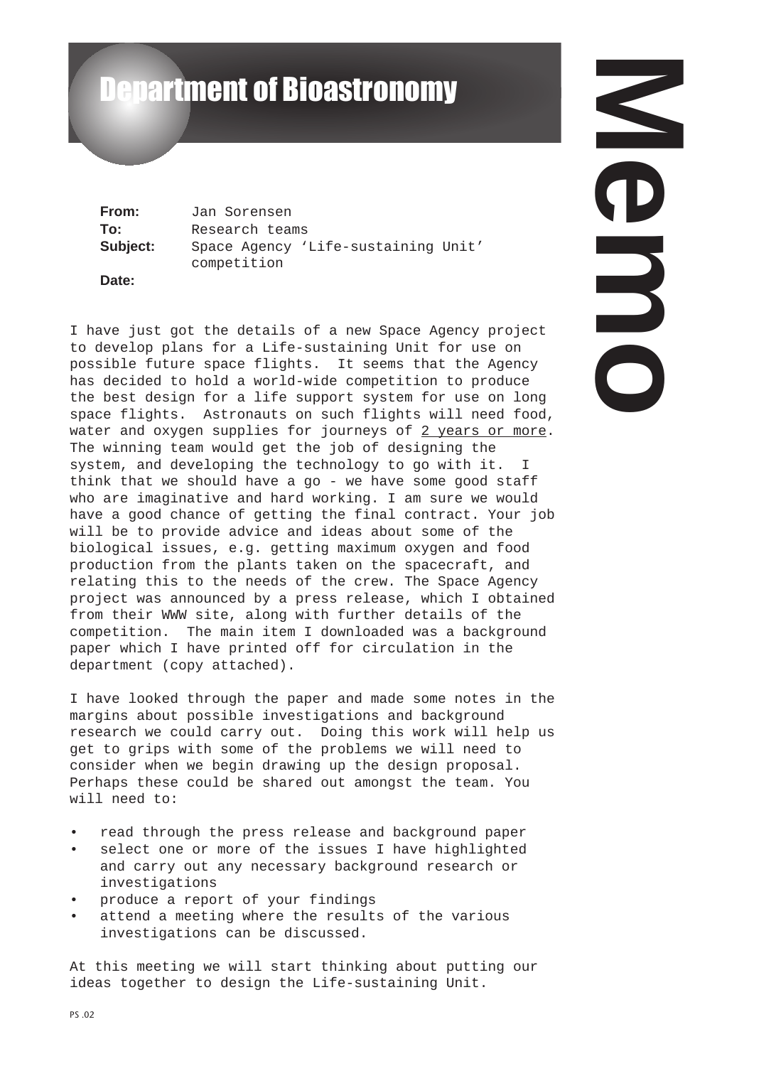# Department of Bioastronomy

# Memo

**From:** Jan Sorensen
**To:** Research teams
**Subject:** Space Agency 'Life-sustaining Unit' competition
**Date:**

I have just got the details of a new Space Agency project to develop plans for a Life-sustaining Unit for use on possible future space flights. It seems that the Agency has decided to hold a world-wide competition to produce the best design for a life support system for use on long space flights. Astronauts on such flights will need food, water and oxygen supplies for journeys of <u>2 years or more</u>. The winning team would get the job of designing the system, and developing the technology to go with it. I think that we should have a go - we have some good staff who are imaginative and hard working. I am sure we would have a good chance of getting the final contract. Your job will be to provide advice and ideas about some of the biological issues, e.g. getting maximum oxygen and food production from the plants taken on the spacecraft, and relating this to the needs of the crew. The Space Agency project was announced by a press release, which I obtained from their WWW site, along with further details of the competition. The main item I downloaded was a background paper which I have printed off for circulation in the department (copy attached).

I have looked through the paper and made some notes in the margins about possible investigations and background research we could carry out. Doing this work will help us get to grips with some of the problems we will need to consider when we begin drawing up the design proposal. Perhaps these could be shared out amongst the team. You will need to:

- read through the press release and background paper
- select one or more of the issues I have highlighted and carry out any necessary background research or investigations
- produce a report of your findings
- attend a meeting where the results of the various investigations can be discussed.

At this meeting we will start thinking about putting our ideas together to design the Life-sustaining Unit.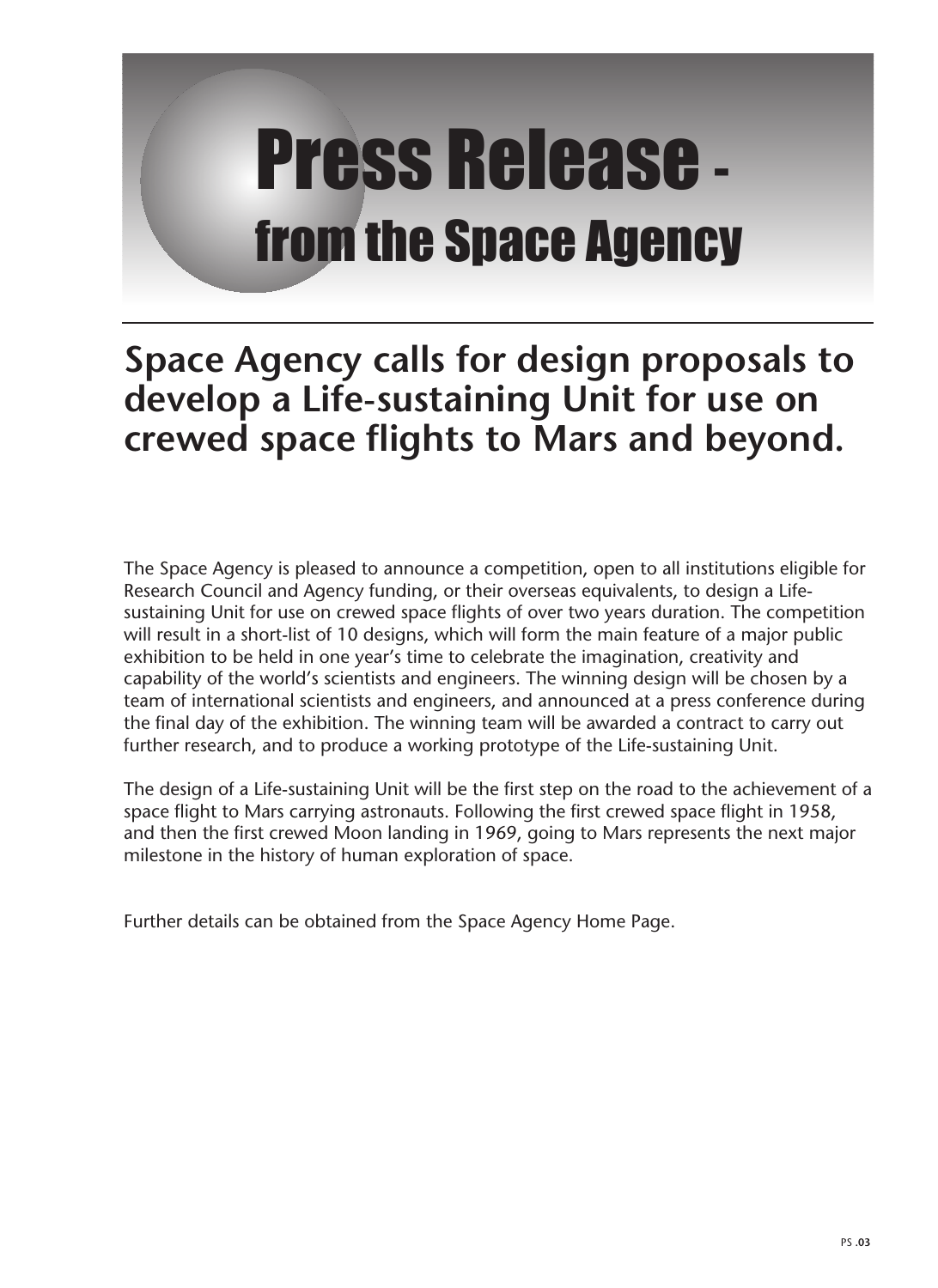# Press Release - from the Space Agency

## Space Agency calls for design proposals to develop a Life-sustaining Unit for use on crewed space flights to Mars and beyond.

The Space Agency is pleased to announce a competition, open to all institutions eligible for Research Council and Agency funding, or their overseas equivalents, to design a Life-sustaining Unit for use on crewed space flights of over two years duration. The competition will result in a short-list of 10 designs, which will form the main feature of a major public exhibition to be held in one year's time to celebrate the imagination, creativity and capability of the world's scientists and engineers. The winning design will be chosen by a team of international scientists and engineers, and announced at a press conference during the final day of the exhibition. The winning team will be awarded a contract to carry out further research, and to produce a working prototype of the Life-sustaining Unit.

The design of a Life-sustaining Unit will be the first step on the road to the achievement of a space flight to Mars carrying astronauts. Following the first crewed space flight in 1958, and then the first crewed Moon landing in 1969, going to Mars represents the next major milestone in the history of human exploration of space.

Further details can be obtained from the Space Agency Home Page.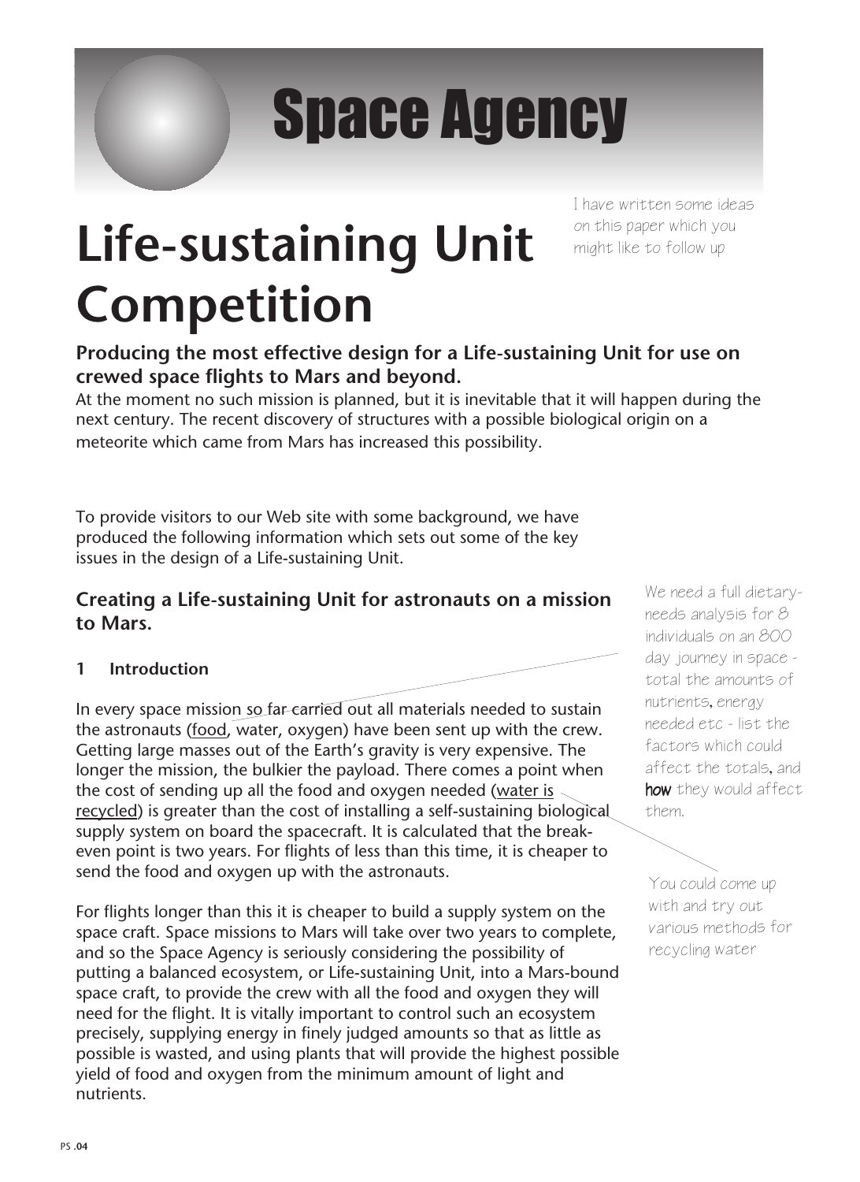# Space Agency

*I have written some ideas on this paper which you might like to follow up*

# Life-sustaining Unit Competition

**Producing the most effective design for a Life-sustaining Unit for use on crewed space flights to Mars and beyond.**

At the moment no such mission is planned, but it is inevitable that it will happen during the next century. The recent discovery of structures with a possible biological origin on a meteorite which came from Mars has increased this possibility.

To provide visitors to our Web site with some background, we have produced the following information which sets out some of the key issues in the design of a Life-sustaining Unit.

### Creating a Life-sustaining Unit for astronauts on a mission to Mars.

#### 1 Introduction

In every space mission so far carried out all materials needed to sustain the astronauts (food, water, oxygen) have been sent up with the crew. Getting large masses out of the Earth's gravity is very expensive. The longer the mission, the bulkier the payload. There comes a point when the cost of sending up all the food and oxygen needed (water is recycled) is greater than the cost of installing a self-sustaining biological supply system on board the spacecraft. It is calculated that the break-even point is two years. For flights of less than this time, it is cheaper to send the food and oxygen up with the astronauts.

*We need a full dietary-needs analysis for 8 individuals on an 800 day journey in space - total the amounts of nutrients, energy needed etc - list the factors which could affect the totals, and **how** they would affect them.*

*You could come up with and try out various methods for recycling water*

For flights longer than this it is cheaper to build a supply system on the space craft. Space missions to Mars will take over two years to complete, and so the Space Agency is seriously considering the possibility of putting a balanced ecosystem, or Life-sustaining Unit, into a Mars-bound space craft, to provide the crew with all the food and oxygen they will need for the flight. It is vitally important to control such an ecosystem precisely, supplying energy in finely judged amounts so that as little as possible is wasted, and using plants that will provide the highest possible yield of food and oxygen from the minimum amount of light and nutrients.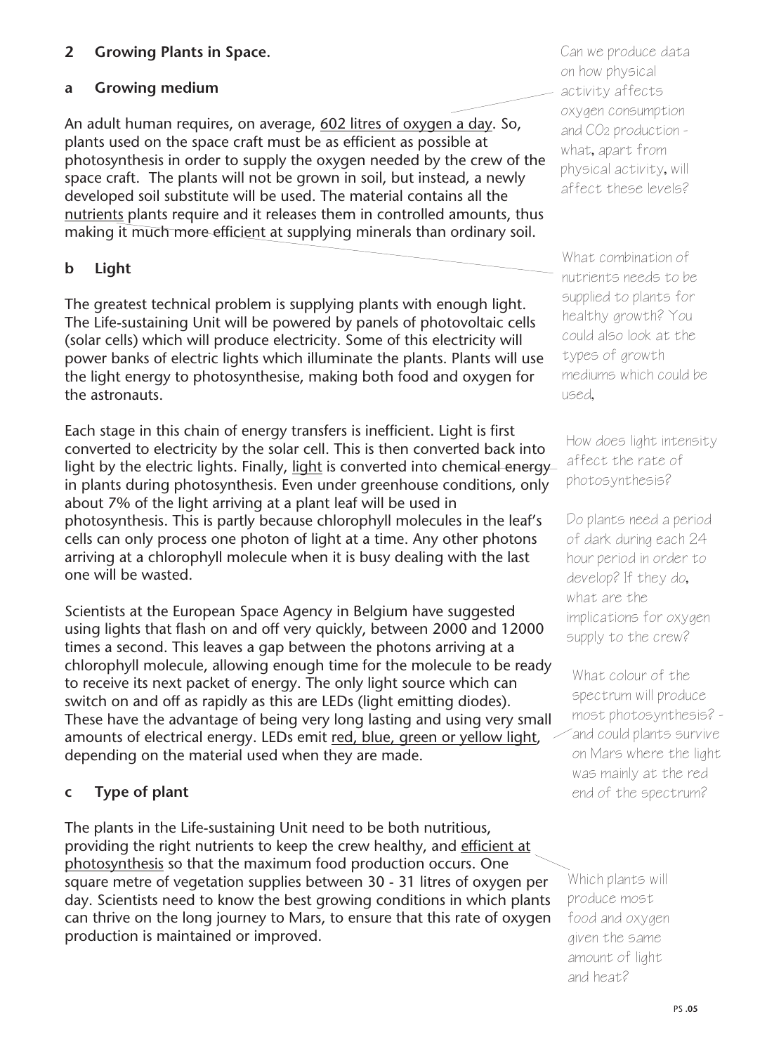## 2 Growing Plants in Space.

### a Growing medium

An adult human requires, on average, 602 litres of oxygen a day. So, plants used on the space craft must be as efficient as possible at photosynthesis in order to supply the oxygen needed by the crew of the space craft. The plants will not be grown in soil, but instead, a newly developed soil substitute will be used. The material contains all the nutrients plants require and it releases them in controlled amounts, thus making it much more efficient at supplying minerals than ordinary soil.

> Can we produce data on how physical activity affects oxygen consumption and $CO_2$ production - what, apart from physical activity, will affect these levels?

> What combination of nutrients needs to be supplied to plants for healthy growth? You could also look at the types of growth mediums which could be used,

### b Light

The greatest technical problem is supplying plants with enough light. The Life-sustaining Unit will be powered by panels of photovoltaic cells (solar cells) which will produce electricity. Some of this electricity will power banks of electric lights which illuminate the plants. Plants will use the light energy to photosynthesise, making both food and oxygen for the astronauts.

Each stage in this chain of energy transfers is inefficient. Light is first converted to electricity by the solar cell. This is then converted back into light by the electric lights. Finally, light is converted into chemical energy in plants during photosynthesis. Even under greenhouse conditions, only about 7% of the light arriving at a plant leaf will be used in photosynthesis. This is partly because chlorophyll molecules in the leaf's cells can only process one photon of light at a time. Any other photons arriving at a chlorophyll molecule when it is busy dealing with the last one will be wasted.

> How does light intensity affect the rate of photosynthesis?

> Do plants need a period of dark during each 24 hour period in order to develop? If they do, what are the implications for oxygen supply to the crew?

Scientists at the European Space Agency in Belgium have suggested using lights that flash on and off very quickly, between 2000 and 12000 times a second. This leaves a gap between the photons arriving at a chlorophyll molecule, allowing enough time for the molecule to be ready to receive its next packet of energy. The only light source which can switch on and off as rapidly as this are LEDs (light emitting diodes). These have the advantage of being very long lasting and using very small amounts of electrical energy. LEDs emit red, blue, green or yellow light, depending on the material used when they are made.

> What colour of the spectrum will produce most photosynthesis? - and could plants survive on Mars where the light was mainly at the red end of the spectrum?

### c Type of plant

The plants in the Life-sustaining Unit need to be both nutritious, providing the right nutrients to keep the crew healthy, and efficient at photosynthesis so that the maximum food production occurs. One square metre of vegetation supplies between 30 - 31 litres of oxygen per day. Scientists need to know the best growing conditions in which plants can thrive on the long journey to Mars, to ensure that this rate of oxygen production is maintained or improved.

> Which plants will produce most food and oxygen given the same amount of light and heat?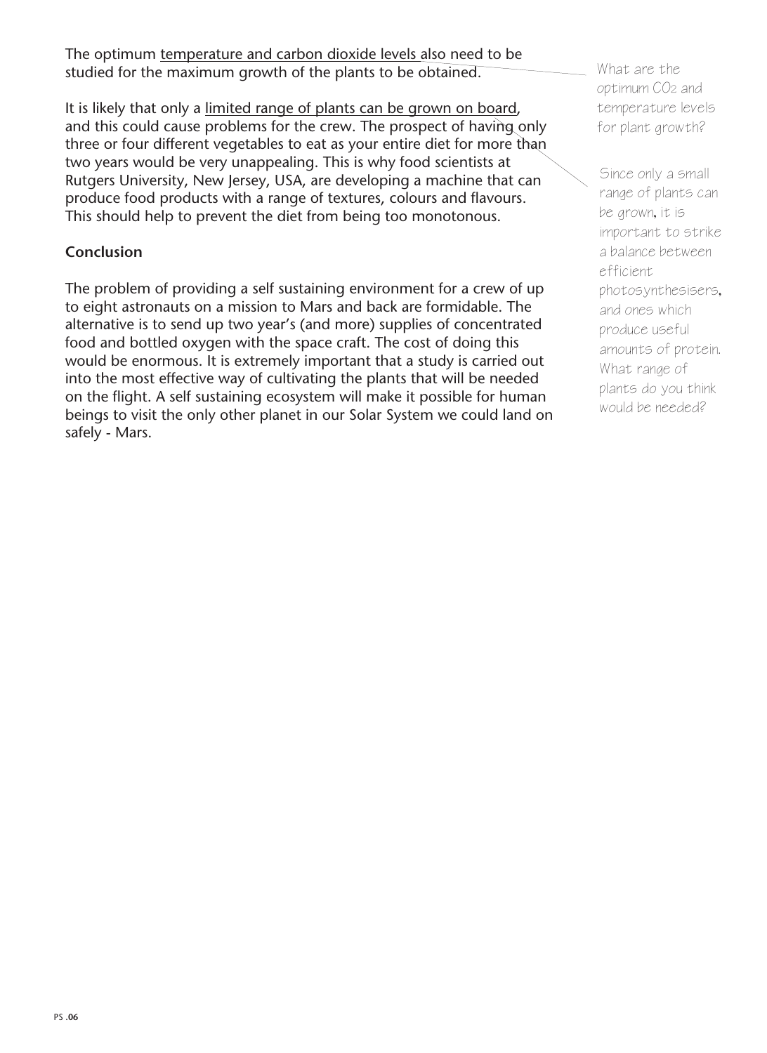The optimum temperature and carbon dioxide levels also need to be studied for the maximum growth of the plants to be obtained.

It is likely that only a limited range of plants can be grown on board, and this could cause problems for the crew. The prospect of having only three or four different vegetables to eat as your entire diet for more than two years would be very unappealing. This is why food scientists at Rutgers University, New Jersey, USA, are developing a machine that can produce food products with a range of textures, colours and flavours. This should help to prevent the diet from being too monotonous.

What are the optimum $CO_2$ and temperature levels for plant growth?

Since only a small range of plants can be grown, it is important to strike a balance between efficient photosynthesisers, and ones which produce useful amounts of protein. What range of plants do you think would be needed?

**Conclusion**

The problem of providing a self sustaining environment for a crew of up to eight astronauts on a mission to Mars and back are formidable. The alternative is to send up two year's (and more) supplies of concentrated food and bottled oxygen with the space craft. The cost of doing this would be enormous. It is extremely important that a study is carried out into the most effective way of cultivating the plants that will be needed on the flight. A self sustaining ecosystem will make it possible for human beings to visit the only other planet in our Solar System we could land on safely - Mars.